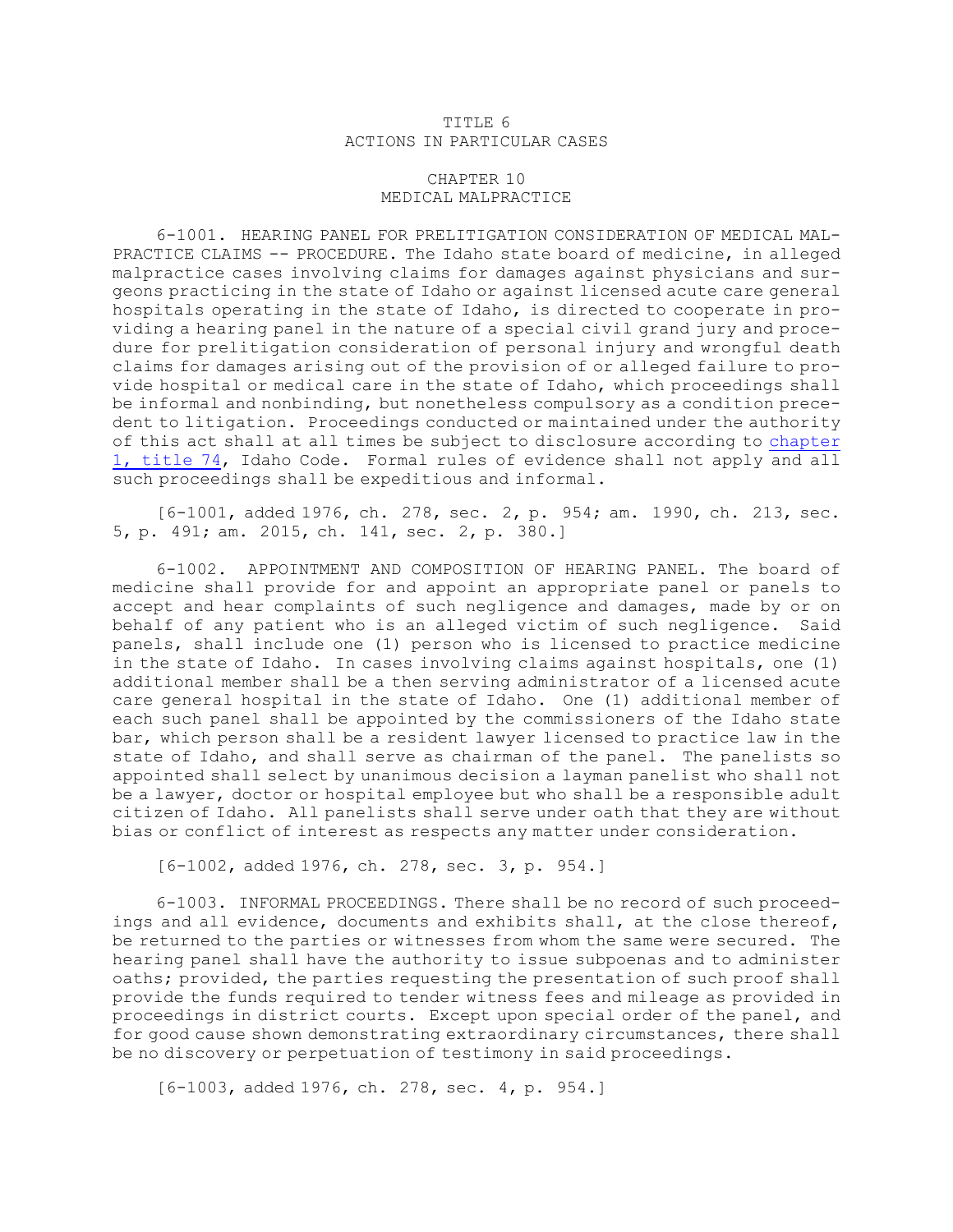# TITLE 6
# ACTIONS IN PARTICULAR CASES

## CHAPTER 10
## MEDICAL MALPRACTICE

6-1001. HEARING PANEL FOR PRELITIGATION CONSIDERATION OF MEDICAL MALPRACTICE CLAIMS -- PROCEDURE. The Idaho state board of medicine, in alleged malpractice cases involving claims for damages against physicians and surgeons practicing in the state of Idaho or against licensed acute care general hospitals operating in the state of Idaho, is directed to cooperate in providing a hearing panel in the nature of a special civil grand jury and procedure for prelitigation consideration of personal injury and wrongful death claims for damages arising out of the provision of or alleged failure to provide hospital or medical care in the state of Idaho, which proceedings shall be informal and nonbinding, but nonetheless compulsory as a condition precedent to litigation. Proceedings conducted or maintained under the authority of this act shall at all times be subject to disclosure according to chapter 1, title 74, Idaho Code. Formal rules of evidence shall not apply and all such proceedings shall be expeditious and informal.

[6-1001, added 1976, ch. 278, sec. 2, p. 954; am. 1990, ch. 213, sec. 5, p. 491; am. 2015, ch. 141, sec. 2, p. 380.]

6-1002. APPOINTMENT AND COMPOSITION OF HEARING PANEL. The board of medicine shall provide for and appoint an appropriate panel or panels to accept and hear complaints of such negligence and damages, made by or on behalf of any patient who is an alleged victim of such negligence. Said panels, shall include one (1) person who is licensed to practice medicine in the state of Idaho. In cases involving claims against hospitals, one (1) additional member shall be a then serving administrator of a licensed acute care general hospital in the state of Idaho. One (1) additional member of each such panel shall be appointed by the commissioners of the Idaho state bar, which person shall be a resident lawyer licensed to practice law in the state of Idaho, and shall serve as chairman of the panel. The panelists so appointed shall select by unanimous decision a layman panelist who shall not be a lawyer, doctor or hospital employee but who shall be a responsible adult citizen of Idaho. All panelists shall serve under oath that they are without bias or conflict of interest as respects any matter under consideration.

[6-1002, added 1976, ch. 278, sec. 3, p. 954.]

6-1003. INFORMAL PROCEEDINGS. There shall be no record of such proceedings and all evidence, documents and exhibits shall, at the close thereof, be returned to the parties or witnesses from whom the same were secured. The hearing panel shall have the authority to issue subpoenas and to administer oaths; provided, the parties requesting the presentation of such proof shall provide the funds required to tender witness fees and mileage as provided in proceedings in district courts. Except upon special order of the panel, and for good cause shown demonstrating extraordinary circumstances, there shall be no discovery or perpetuation of testimony in said proceedings.

[6-1003, added 1976, ch. 278, sec. 4, p. 954.]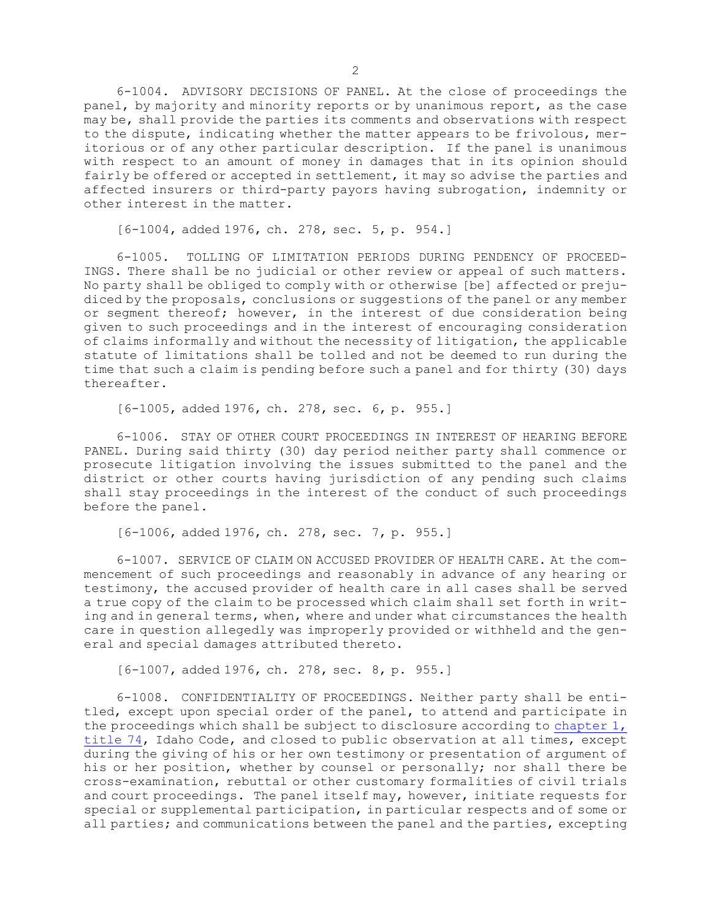6-1004. ADVISORY DECISIONS OF PANEL. At the close of proceedings the panel, by majority and minority reports or by unanimous report, as the case may be, shall provide the parties its comments and observations with respect to the dispute, indicating whether the matter appears to be frivolous, meritorious or of any other particular description. If the panel is unanimous with respect to an amount of money in damages that in its opinion should fairly be offered or accepted in settlement, it may so advise the parties and affected insurers or third-party payors having subrogation, indemnity or other interest in the matter.

[6-1004, added 1976, ch. 278, sec. 5, p. 954.]

6-1005. TOLLING OF LIMITATION PERIODS DURING PENDENCY OF PROCEEDINGS. There shall be no judicial or other review or appeal of such matters. No party shall be obliged to comply with or otherwise [be] affected or prejudiced by the proposals, conclusions or suggestions of the panel or any member or segment thereof; however, in the interest of due consideration being given to such proceedings and in the interest of encouraging consideration of claims informally and without the necessity of litigation, the applicable statute of limitations shall be tolled and not be deemed to run during the time that such a claim is pending before such a panel and for thirty (30) days thereafter.

[6-1005, added 1976, ch. 278, sec. 6, p. 955.]

6-1006. STAY OF OTHER COURT PROCEEDINGS IN INTEREST OF HEARING BEFORE PANEL. During said thirty (30) day period neither party shall commence or prosecute litigation involving the issues submitted to the panel and the district or other courts having jurisdiction of any pending such claims shall stay proceedings in the interest of the conduct of such proceedings before the panel.

[6-1006, added 1976, ch. 278, sec. 7, p. 955.]

6-1007. SERVICE OF CLAIM ON ACCUSED PROVIDER OF HEALTH CARE. At the commencement of such proceedings and reasonably in advance of any hearing or testimony, the accused provider of health care in all cases shall be served a true copy of the claim to be processed which claim shall set forth in writing and in general terms, when, where and under what circumstances the health care in question allegedly was improperly provided or withheld and the general and special damages attributed thereto.

[6-1007, added 1976, ch. 278, sec. 8, p. 955.]

6-1008. CONFIDENTIALITY OF PROCEEDINGS. Neither party shall be entitled, except upon special order of the panel, to attend and participate in the proceedings which shall be subject to disclosure according to chapter 1, title 74, Idaho Code, and closed to public observation at all times, except during the giving of his or her own testimony or presentation of argument of his or her position, whether by counsel or personally; nor shall there be cross-examination, rebuttal or other customary formalities of civil trials and court proceedings. The panel itself may, however, initiate requests for special or supplemental participation, in particular respects and of some or all parties; and communications between the panel and the parties, excepting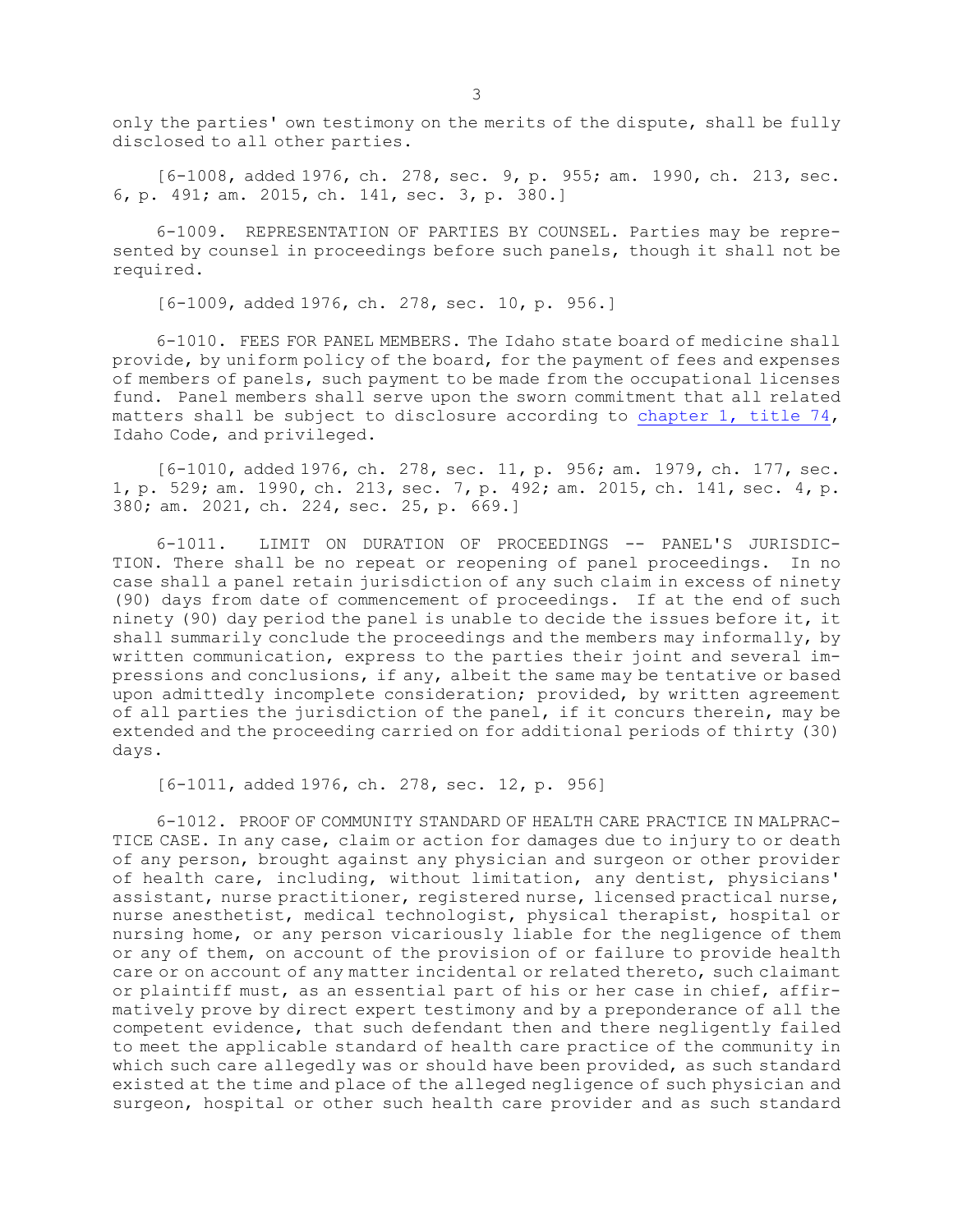only the parties' own testimony on the merits of the dispute, shall be fully disclosed to all other parties.

[6-1008, added 1976, ch. 278, sec. 9, p. 955; am. 1990, ch. 213, sec. 6, p. 491; am. 2015, ch. 141, sec. 3, p. 380.]

6-1009. REPRESENTATION OF PARTIES BY COUNSEL. Parties may be represented by counsel in proceedings before such panels, though it shall not be required.

[6-1009, added 1976, ch. 278, sec. 10, p. 956.]

6-1010. FEES FOR PANEL MEMBERS. The Idaho state board of medicine shall provide, by uniform policy of the board, for the payment of fees and expenses of members of panels, such payment to be made from the occupational licenses fund. Panel members shall serve upon the sworn commitment that all related matters shall be subject to disclosure according to chapter 1, title 74, Idaho Code, and privileged.

[6-1010, added 1976, ch. 278, sec. 11, p. 956; am. 1979, ch. 177, sec. 1, p. 529; am. 1990, ch. 213, sec. 7, p. 492; am. 2015, ch. 141, sec. 4, p. 380; am. 2021, ch. 224, sec. 25, p. 669.]

6-1011. LIMIT ON DURATION OF PROCEEDINGS -- PANEL'S JURISDICTION. There shall be no repeat or reopening of panel proceedings. In no case shall a panel retain jurisdiction of any such claim in excess of ninety (90) days from date of commencement of proceedings. If at the end of such ninety (90) day period the panel is unable to decide the issues before it, it shall summarily conclude the proceedings and the members may informally, by written communication, express to the parties their joint and several impressions and conclusions, if any, albeit the same may be tentative or based upon admittedly incomplete consideration; provided, by written agreement of all parties the jurisdiction of the panel, if it concurs therein, may be extended and the proceeding carried on for additional periods of thirty (30) days.

[6-1011, added 1976, ch. 278, sec. 12, p. 956]

6-1012. PROOF OF COMMUNITY STANDARD OF HEALTH CARE PRACTICE IN MALPRACTICE CASE. In any case, claim or action for damages due to injury to or death of any person, brought against any physician and surgeon or other provider of health care, including, without limitation, any dentist, physicians' assistant, nurse practitioner, registered nurse, licensed practical nurse, nurse anesthetist, medical technologist, physical therapist, hospital or nursing home, or any person vicariously liable for the negligence of them or any of them, on account of the provision of or failure to provide health care or on account of any matter incidental or related thereto, such claimant or plaintiff must, as an essential part of his or her case in chief, affirmatively prove by direct expert testimony and by a preponderance of all the competent evidence, that such defendant then and there negligently failed to meet the applicable standard of health care practice of the community in which such care allegedly was or should have been provided, as such standard existed at the time and place of the alleged negligence of such physician and surgeon, hospital or other such health care provider and as such standard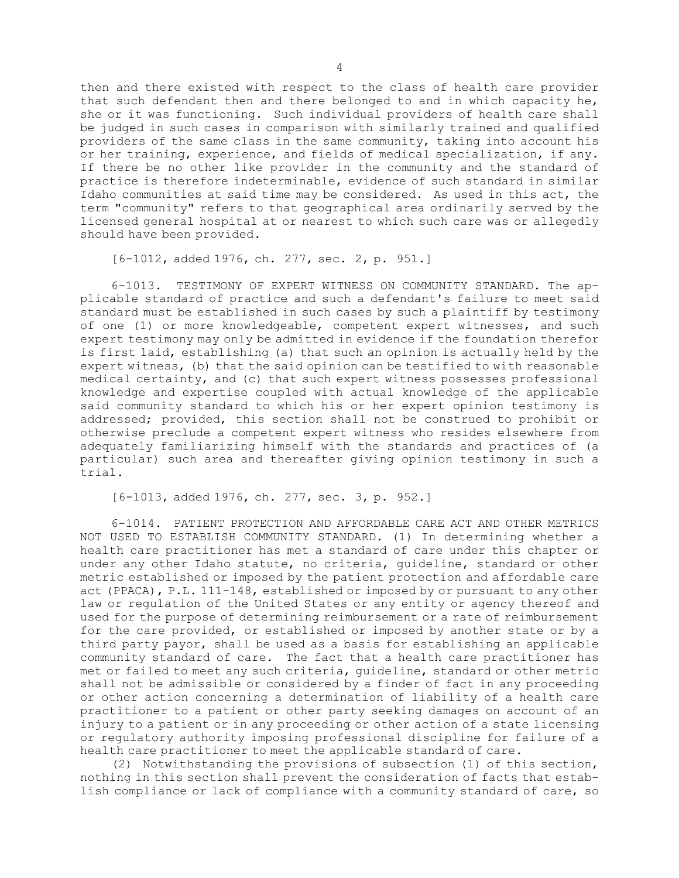then and there existed with respect to the class of health care provider that such defendant then and there belonged to and in which capacity he, she or it was functioning. Such individual providers of health care shall be judged in such cases in comparison with similarly trained and qualified providers of the same class in the same community, taking into account his or her training, experience, and fields of medical specialization, if any. If there be no other like provider in the community and the standard of practice is therefore indeterminable, evidence of such standard in similar Idaho communities at said time may be considered. As used in this act, the term "community" refers to that geographical area ordinarily served by the licensed general hospital at or nearest to which such care was or allegedly should have been provided.

[6-1012, added 1976, ch. 277, sec. 2, p. 951.]

6-1013. TESTIMONY OF EXPERT WITNESS ON COMMUNITY STANDARD. The applicable standard of practice and such a defendant's failure to meet said standard must be established in such cases by such a plaintiff by testimony of one (1) or more knowledgeable, competent expert witnesses, and such expert testimony may only be admitted in evidence if the foundation therefor is first laid, establishing (a) that such an opinion is actually held by the expert witness, (b) that the said opinion can be testified to with reasonable medical certainty, and (c) that such expert witness possesses professional knowledge and expertise coupled with actual knowledge of the applicable said community standard to which his or her expert opinion testimony is addressed; provided, this section shall not be construed to prohibit or otherwise preclude a competent expert witness who resides elsewhere from adequately familiarizing himself with the standards and practices of (a particular) such area and thereafter giving opinion testimony in such a trial.

[6-1013, added 1976, ch. 277, sec. 3, p. 952.]

6-1014. PATIENT PROTECTION AND AFFORDABLE CARE ACT AND OTHER METRICS NOT USED TO ESTABLISH COMMUNITY STANDARD. (1) In determining whether a health care practitioner has met a standard of care under this chapter or under any other Idaho statute, no criteria, guideline, standard or other metric established or imposed by the patient protection and affordable care act (PPACA), P.L. 111-148, established or imposed by or pursuant to any other law or regulation of the United States or any entity or agency thereof and used for the purpose of determining reimbursement or a rate of reimbursement for the care provided, or established or imposed by another state or by a third party payor, shall be used as a basis for establishing an applicable community standard of care. The fact that a health care practitioner has met or failed to meet any such criteria, guideline, standard or other metric shall not be admissible or considered by a finder of fact in any proceeding or other action concerning a determination of liability of a health care practitioner to a patient or other party seeking damages on account of an injury to a patient or in any proceeding or other action of a state licensing or regulatory authority imposing professional discipline for failure of a health care practitioner to meet the applicable standard of care.

(2) Notwithstanding the provisions of subsection (1) of this section, nothing in this section shall prevent the consideration of facts that establish compliance or lack of compliance with a community standard of care, so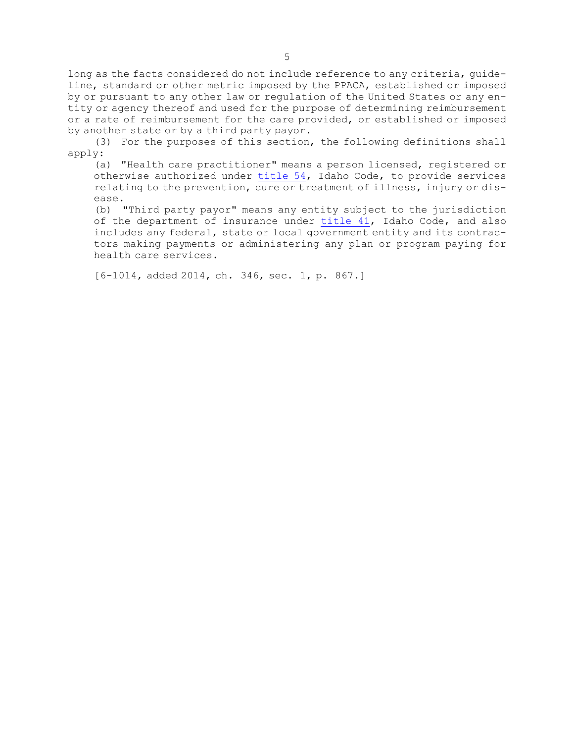long as the facts considered do not include reference to any criteria, guideline, standard or other metric imposed by the PPACA, established or imposed by or pursuant to any other law or regulation of the United States or any entity or agency thereof and used for the purpose of determining reimbursement or a rate of reimbursement for the care provided, or established or imposed by another state or by a third party payor.

(3) For the purposes of this section, the following definitions shall apply:

(a) "Health care practitioner" means a person licensed, registered or otherwise authorized under title 54, Idaho Code, to provide services relating to the prevention, cure or treatment of illness, injury or disease.

(b) "Third party payor" means any entity subject to the jurisdiction of the department of insurance under title 41, Idaho Code, and also includes any federal, state or local government entity and its contractors making payments or administering any plan or program paying for health care services.

[6-1014, added 2014, ch. 346, sec. 1, p. 867.]